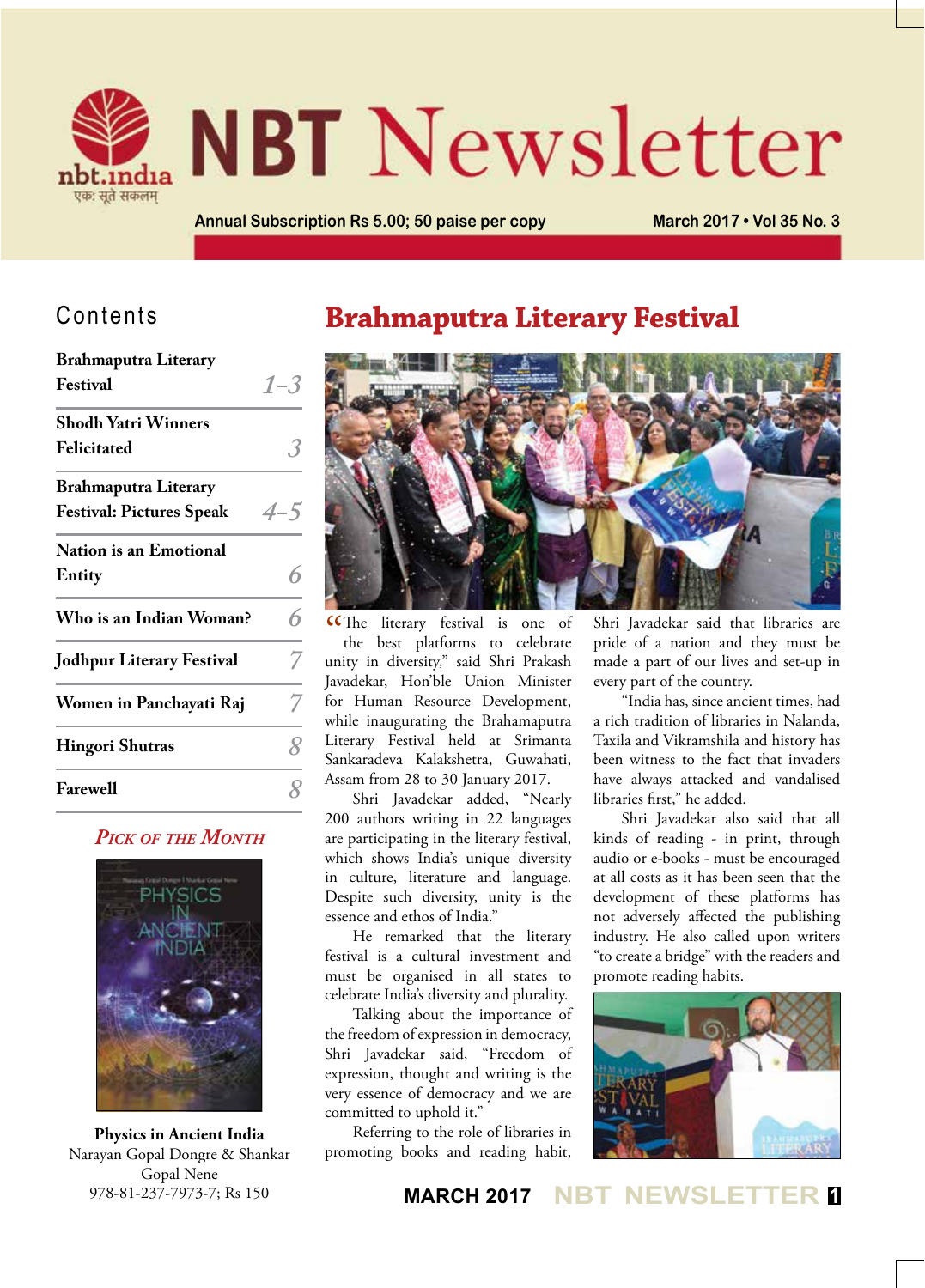# NBT Newsletter

nbt.india
एकः सूते सकलम्

Annual Subscription Rs 5.00; 50 paise per copy

March 2017 • Vol 35 No. 3

## Contents

| | |
|---|---|
| **Brahmaputra Literary Festival** | 1–3 |
| **Shodh Yatri Winners Felicitated** | 3 |
| **Brahmaputra Literary Festival: Pictures Speak** | 4–5 |
| **Nation is an Emotional Entity** | 6 |
| **Who is an Indian Woman?** | 6 |
| **Jodhpur Literary Festival** | 7 |
| **Women in Panchayati Raj** | 7 |
| **Hingori Shutras** | 8 |
| **Farewell** | 8 |

### *Pick of the Month*

**Physics in Ancient India**
Narayan Gopal Dongre & Shankar Gopal Nene
978-81-237-7973-7; Rs 150

# Brahmaputra Literary Festival

"The literary festival is one of the best platforms to celebrate unity in diversity," said Shri Prakash Javadekar, Hon'ble Union Minister for Human Resource Development, while inaugurating the Brahamaputra Literary Festival held at Srimanta Sankaradeva Kalakshetra, Guwahati, Assam from 28 to 30 January 2017.

Shri Javadekar added, "Nearly 200 authors writing in 22 languages are participating in the literary festival, which shows India's unique diversity in culture, literature and language. Despite such diversity, unity is the essence and ethos of India."

He remarked that the literary festival is a cultural investment and must be organised in all states to celebrate India's diversity and plurality.

Talking about the importance of the freedom of expression in democracy, Shri Javadekar said, "Freedom of expression, thought and writing is the very essence of democracy and we are committed to uphold it."

Referring to the role of libraries in promoting books and reading habit, Shri Javadekar said that libraries are pride of a nation and they must be made a part of our lives and set-up in every part of the country.

"India has, since ancient times, had a rich tradition of libraries in Nalanda, Taxila and Vikramshila and history has been witness to the fact that invaders have always attacked and vandalised libraries first," he added.

Shri Javadekar also said that all kinds of reading - in print, through audio or e-books - must be encouraged at all costs as it has been seen that the development of these platforms has not adversely affected the publishing industry. He also called upon writers "to create a bridge" with the readers and promote reading habits.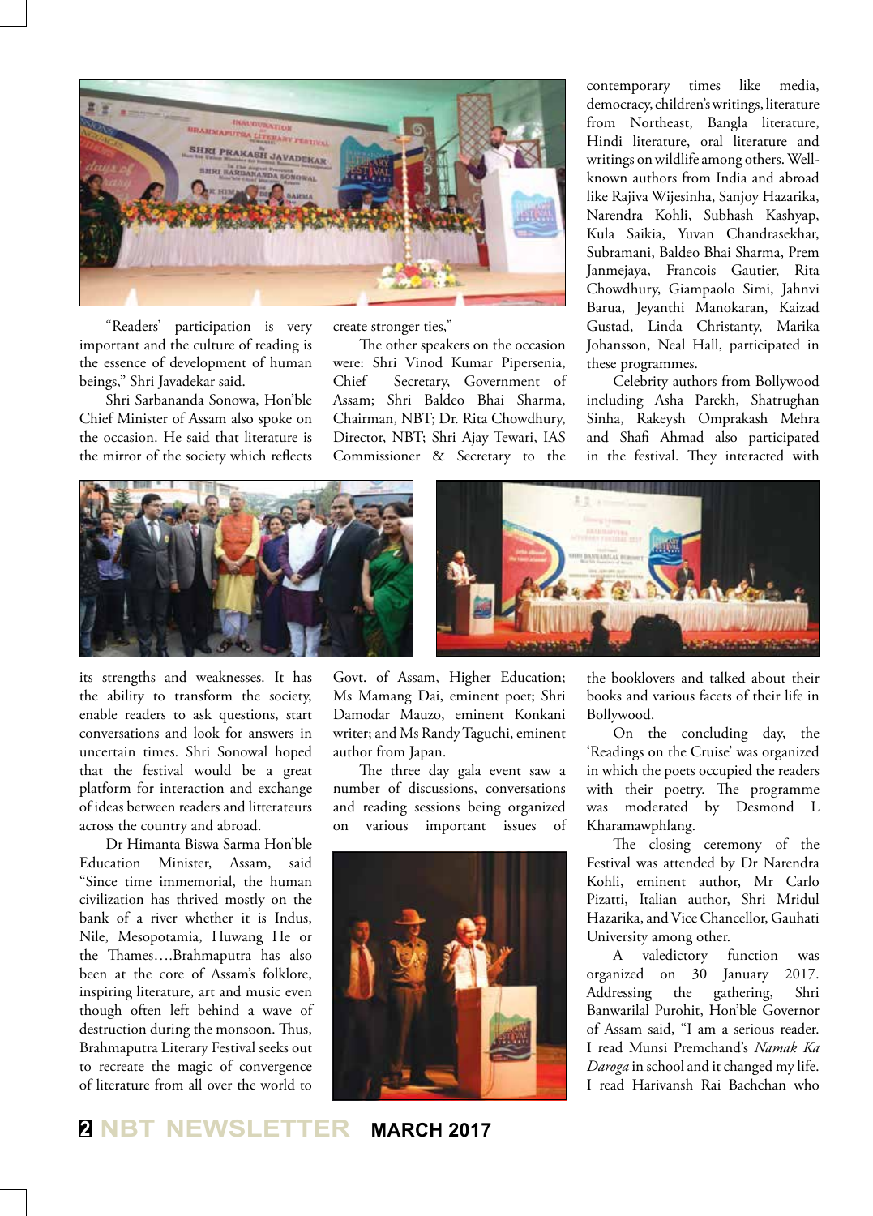"Readers' participation is very important and the culture of reading is the essence of development of human beings," Shri Javadekar said.

Shri Sarbananda Sonowa, Hon'ble Chief Minister of Assam also spoke on the occasion. He said that literature is the mirror of the society which reflects its strengths and weaknesses. It has the ability to transform the society, enable readers to ask questions, start conversations and look for answers in uncertain times. Shri Sonowal hoped that the festival would be a great platform for interaction and exchange of ideas between readers and litterateurs across the country and abroad.

Dr Himanta Biswa Sarma Hon'ble Education Minister, Assam, said "Since time immemorial, the human civilization has thrived mostly on the bank of a river whether it is Indus, Nile, Mesopotamia, Huwang He or the Thames….Brahmaputra has also been at the core of Assam's folklore, inspiring literature, art and music even though often left behind a wave of destruction during the monsoon. Thus, Brahmaputra Literary Festival seeks out to recreate the magic of convergence of literature from all over the world to create stronger ties,"

The other speakers on the occasion were: Shri Vinod Kumar Pipersenia, Chief Secretary, Government of Assam; Shri Baldeo Bhai Sharma, Chairman, NBT; Dr. Rita Chowdhury, Director, NBT; Shri Ajay Tewari, IAS Commissioner & Secretary to the Govt. of Assam, Higher Education; Ms Mamang Dai, eminent poet; Shri Damodar Mauzo, eminent Konkani writer; and Ms Randy Taguchi, eminent author from Japan.

The three day gala event saw a number of discussions, conversations and reading sessions being organized on various important issues of contemporary times like media, democracy, children's writings, literature from Northeast, Bangla literature, Hindi literature, oral literature and writings on wildlife among others. Well-known authors from India and abroad like Rajiva Wijesinha, Sanjoy Hazarika, Narendra Kohli, Subhash Kashyap, Kula Saikia, Yuvan Chandrasekhar, Subramani, Baldeo Bhai Sharma, Prem Janmejaya, Francois Gautier, Rita Chowdhury, Giampaolo Simi, Jahnvi Barua, Jeyanthi Manokaran, Kaizad Gustad, Linda Christanty, Marika Johansson, Neal Hall, participated in these programmes.

Celebrity authors from Bollywood including Asha Parekh, Shatrughan Sinha, Rakeysh Omprakash Mehra and Shafi Ahmad also participated in the festival. They interacted with the booklovers and talked about their books and various facets of their life in Bollywood.

On the concluding day, the 'Readings on the Cruise' was organized in which the poets occupied the readers with their poetry. The programme was moderated by Desmond L Kharamawphlang.

The closing ceremony of the Festival was attended by Dr Narendra Kohli, eminent author, Mr Carlo Pizatti, Italian author, Shri Mridul Hazarika, and Vice Chancellor, Gauhati University among other.

A valedictory function was organized on 30 January 2017. Addressing the gathering, Shri Banwarilal Purohit, Hon'ble Governor of Assam said, "I am a serious reader. I read Munsi Premchand's *Namak Ka Daroga* in school and it changed my life. I read Harivansh Rai Bachchan who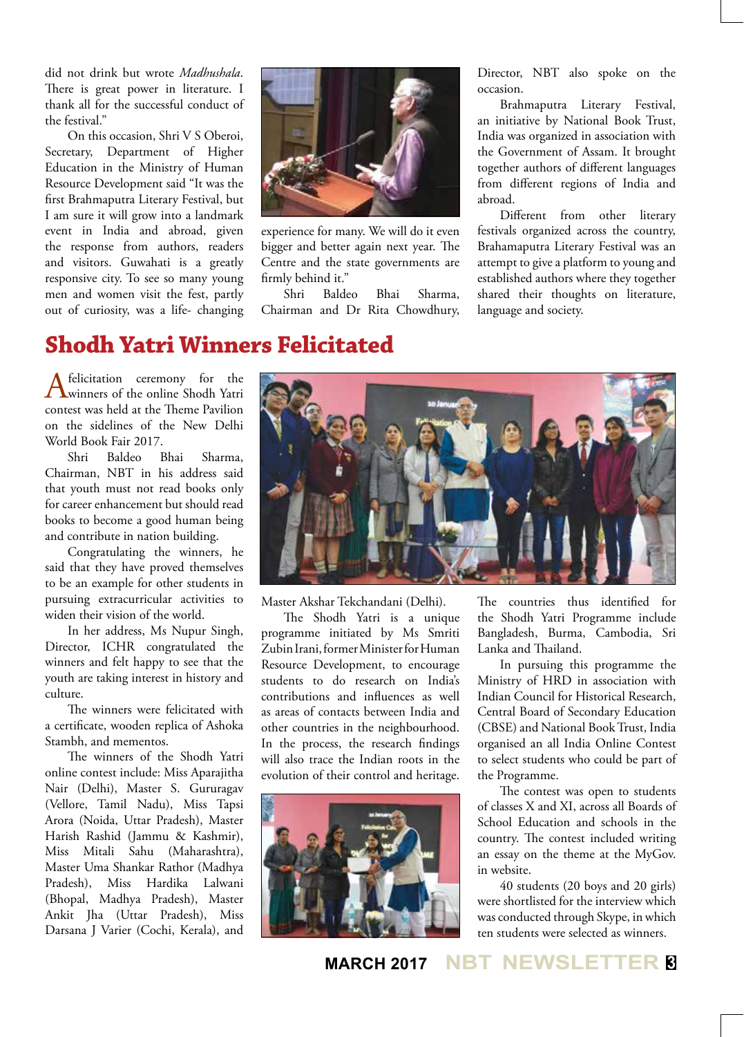did not drink but wrote *Madhushala*. There is great power in literature. I thank all for the successful conduct of the festival."

On this occasion, Shri V S Oberoi, Secretary, Department of Higher Education in the Ministry of Human Resource Development said "It was the first Brahmaputra Literary Festival, but I am sure it will grow into a landmark event in India and abroad, given the response from authors, readers and visitors. Guwahati is a greatly responsive city. To see so many young men and women visit the fest, partly out of curiosity, was a life- changing experience for many. We will do it even bigger and better again next year. The Centre and the state governments are firmly behind it."

Shri Baldeo Bhai Sharma, Chairman and Dr Rita Chowdhury, Director, NBT also spoke on the occasion.

Brahmaputra Literary Festival, an initiative by National Book Trust, India was organized in association with the Government of Assam. It brought together authors of different languages from different regions of India and abroad.

Different from other literary festivals organized across the country, Brahamaputra Literary Festival was an attempt to give a platform to young and established authors where they together shared their thoughts on literature, language and society.

# Shodh Yatri Winners Felicitated

A felicitation ceremony for the winners of the online Shodh Yatri contest was held at the Theme Pavilion on the sidelines of the New Delhi World Book Fair 2017.

Shri Baldeo Bhai Sharma, Chairman, NBT in his address said that youth must not read books only for career enhancement but should read books to become a good human being and contribute in nation building.

Congratulating the winners, he said that they have proved themselves to be an example for other students in pursuing extracurricular activities to widen their vision of the world.

In her address, Ms Nupur Singh, Director, ICHR congratulated the winners and felt happy to see that the youth are taking interest in history and culture.

The winners were felicitated with a certificate, wooden replica of Ashoka Stambh, and mementos.

The winners of the Shodh Yatri online contest include: Miss Aparajitha Nair (Delhi), Master S. Gururagav (Vellore, Tamil Nadu), Miss Tapsi Arora (Noida, Uttar Pradesh), Master Harish Rashid (Jammu & Kashmir), Miss Mitali Sahu (Maharashtra), Master Uma Shankar Rathor (Madhya Pradesh), Miss Hardika Lalwani (Bhopal, Madhya Pradesh), Master Ankit Jha (Uttar Pradesh), Miss Darsana J Varier (Cochi, Kerala), and Master Akshar Tekchandani (Delhi).

The Shodh Yatri is a unique programme initiated by Ms Smriti Zubin Irani, former Minister for Human Resource Development, to encourage students to do research on India's contributions and influences as well as areas of contacts between India and other countries in the neighbourhood. In the process, the research findings will also trace the Indian roots in the evolution of their control and heritage. The countries thus identified for the Shodh Yatri Programme include Bangladesh, Burma, Cambodia, Sri Lanka and Thailand.

In pursuing this programme the Ministry of HRD in association with Indian Council for Historical Research, Central Board of Secondary Education (CBSE) and National Book Trust, India organised an all India Online Contest to select students who could be part of the Programme.

The contest was open to students of classes X and XI, across all Boards of School Education and schools in the country. The contest included writing an essay on the theme at the MyGov. in website.

40 students (20 boys and 20 girls) were shortlisted for the interview which was conducted through Skype, in which ten students were selected as winners.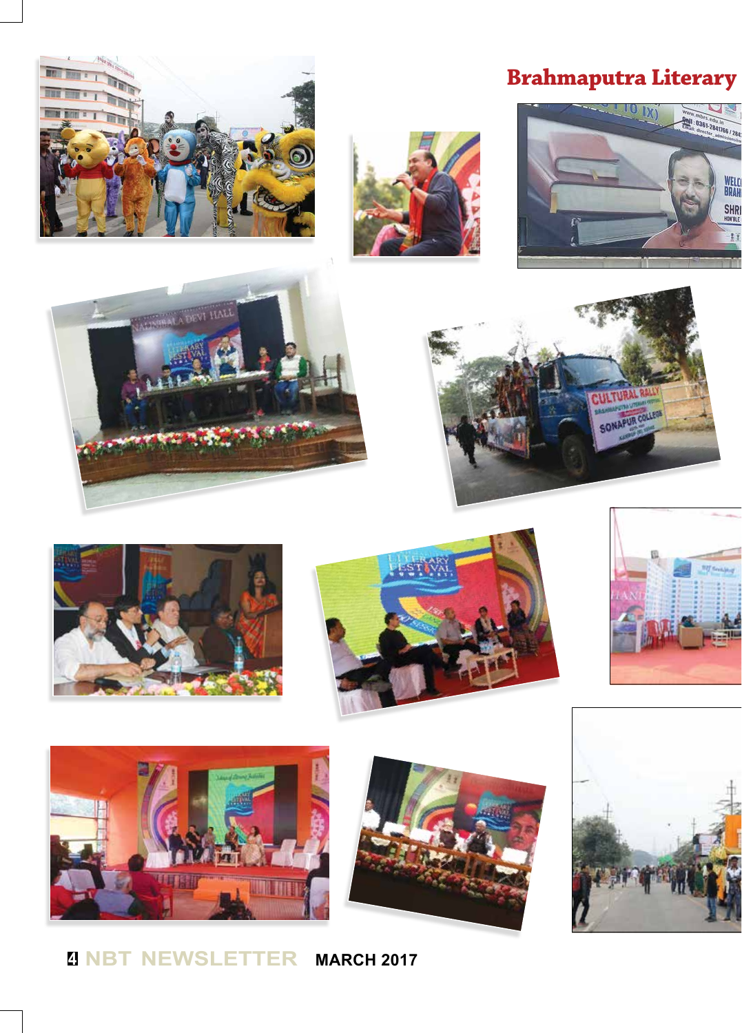# Brahmaputra Literary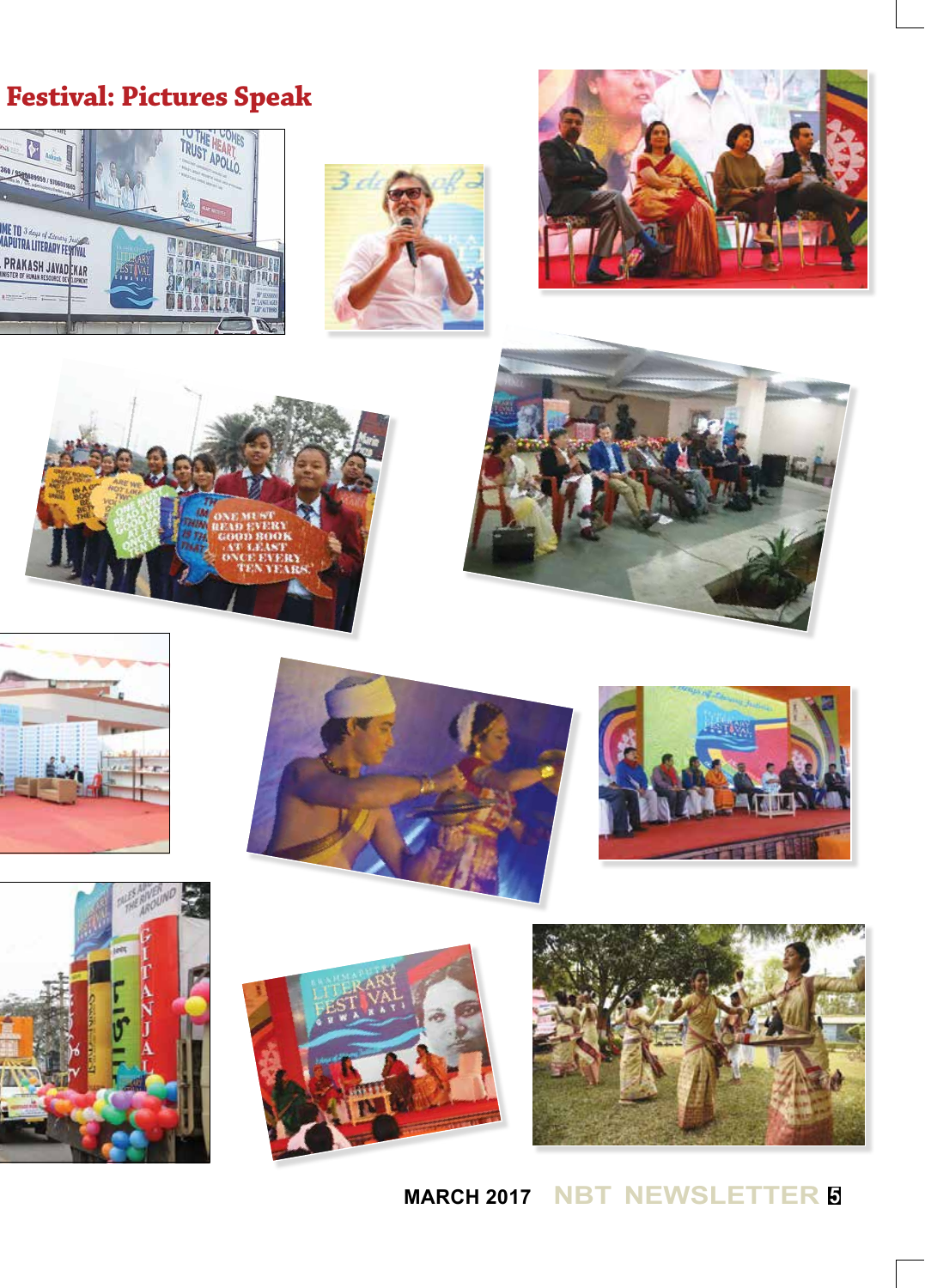# Festival: Pictures Speak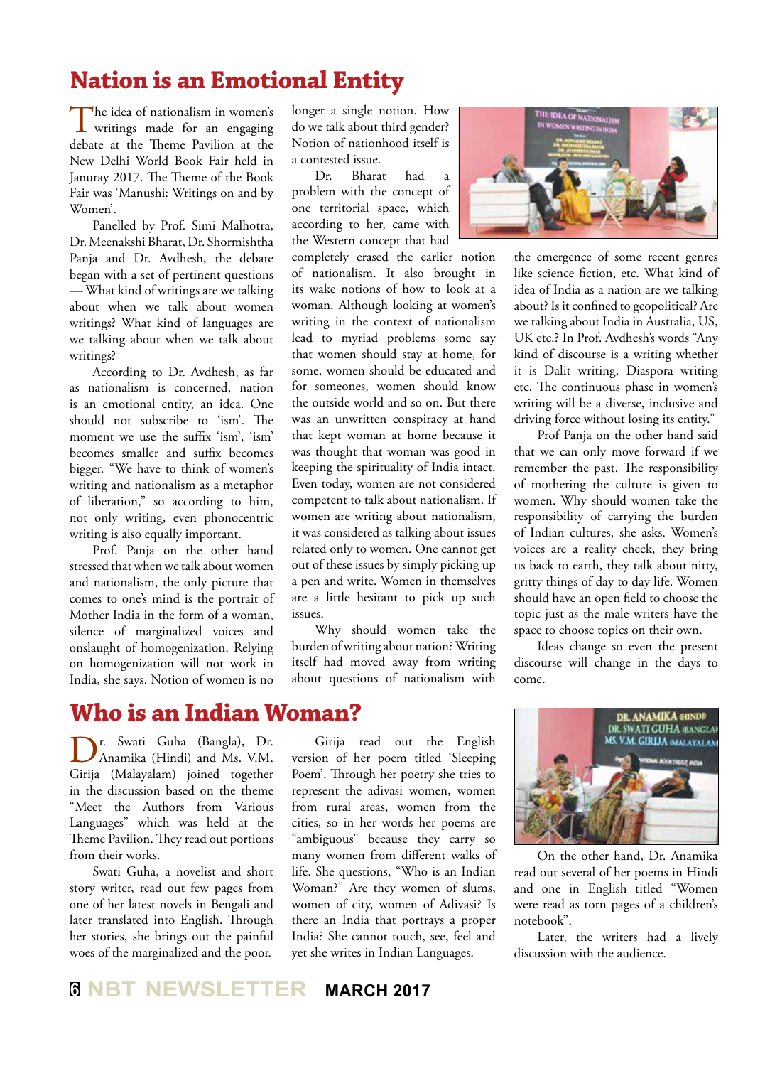# Nation is an Emotional Entity

The idea of nationalism in women's writings made for an engaging debate at the Theme Pavilion at the New Delhi World Book Fair held in Januray 2017. The Theme of the Book Fair was 'Manushi: Writings on and by Women'.

Panelled by Prof. Simi Malhotra, Dr. Meenakshi Bharat, Dr. Shormishtha Panja and Dr. Avdhesh, the debate began with a set of pertinent questions — What kind of writings are we talking about when we talk about women writings? What kind of languages are we talking about when we talk about writings?

According to Dr. Avdhesh, as far as nationalism is concerned, nation is an emotional entity, an idea. One should not subscribe to 'ism'. The moment we use the suffix 'ism', 'ism' becomes smaller and suffix becomes bigger. "We have to think of women's writing and nationalism as a metaphor of liberation," so according to him, not only writing, even phonocentric writing is also equally important.

Prof. Panja on the other hand stressed that when we talk about women and nationalism, the only picture that comes to one's mind is the portrait of Mother India in the form of a woman, silence of marginalized voices and onslaught of homogenization. Relying on homogenization will not work in India, she says. Notion of women is no longer a single notion. How do we talk about third gender? Notion of nationhood itself is a contested issue.

Dr. Bharat had a problem with the concept of one territorial space, which according to her, came with the Western concept that had completely erased the earlier notion of nationalism. It also brought in its wake notions of how to look at a woman. Although looking at women's writing in the context of nationalism lead to myriad problems some say that women should stay at home, for some, women should be educated and for someones, women should know the outside world and so on. But there was an unwritten conspiracy at hand that kept woman at home because it was thought that woman was good in keeping the spirituality of India intact. Even today, women are not considered competent to talk about nationalism. If women are writing about nationalism, it was considered as talking about issues related only to women. One cannot get out of these issues by simply picking up a pen and write. Women in themselves are a little hesitant to pick up such issues.

Why should women take the burden of writing about nation? Writing itself had moved away from writing about questions of nationalism with the emergence of some recent genres like science fiction, etc. What kind of idea of India as a nation are we talking about? Is it confined to geopolitical? Are we talking about India in Australia, US, UK etc.? In Prof. Avdhesh's words "Any kind of discourse is a writing whether it is Dalit writing, Diaspora writing etc. The continuous phase in women's writing will be a diverse, inclusive and driving force without losing its entity."

Prof Panja on the other hand said that we can only move forward if we remember the past. The responsibility of mothering the culture is given to women. Why should women take the responsibility of carrying the burden of Indian cultures, she asks. Women's voices are a reality check, they bring us back to earth, they talk about nitty, gritty things of day to day life. Women should have an open field to choose the topic just as the male writers have the space to choose topics on their own.

Ideas change so even the present discourse will change in the days to come.

# Who is an Indian Woman?

Dr. Swati Guha (Bangla), Dr. Anamika (Hindi) and Ms. V.M. Girija (Malayalam) joined together in the discussion based on the theme "Meet the Authors from Various Languages" which was held at the Theme Pavilion. They read out portions from their works.

Swati Guha, a novelist and short story writer, read out few pages from one of her latest novels in Bengali and later translated into English. Through her stories, she brings out the painful woes of the marginalized and the poor.

Girija read out the English version of her poem titled 'Sleeping Poem'. Through her poetry she tries to represent the adivasi women, women from rural areas, women from the cities, so in her words her poems are "ambiguous" because they carry so many women from different walks of life. She questions, "Who is an Indian Woman?" Are they women of slums, women of city, women of Adivasi? Is there an India that portrays a proper India? She cannot touch, see, feel and yet she writes in Indian Languages.

On the other hand, Dr. Anamika read out several of her poems in Hindi and one in English titled "Women were read as torn pages of a children's notebook".

Later, the writers had a lively discussion with the audience.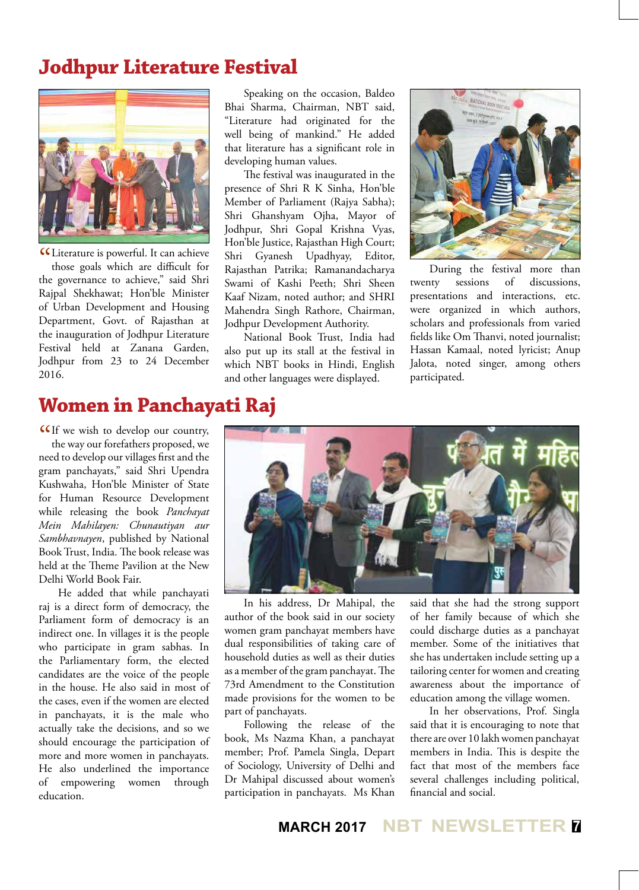# Jodhpur Literature Festival

"Literature is powerful. It can achieve those goals which are difficult for the governance to achieve," said Shri Rajpal Shekhawat; Hon'ble Minister of Urban Development and Housing Department, Govt. of Rajasthan at the inauguration of Jodhpur Literature Festival held at Zanana Garden, Jodhpur from 23 to 24 December 2016.

Speaking on the occasion, Baldeo Bhai Sharma, Chairman, NBT said, "Literature had originated for the well being of mankind." He added that literature has a significant role in developing human values.

The festival was inaugurated in the presence of Shri R K Sinha, Hon'ble Member of Parliament (Rajya Sabha); Shri Ghanshyam Ojha, Mayor of Jodhpur, Shri Gopal Krishna Vyas, Hon'ble Justice, Rajasthan High Court; Shri Gyanesh Upadhyay, Editor, Rajasthan Patrika; Ramanandacharya Swami of Kashi Peeth; Shri Sheen Kaaf Nizam, noted author; and SHRI Mahendra Singh Rathore, Chairman, Jodhpur Development Authority.

National Book Trust, India had also put up its stall at the festival in which NBT books in Hindi, English and other languages were displayed.

During the festival more than twenty sessions of discussions, presentations and interactions, etc. were organized in which authors, scholars and professionals from varied fields like Om Thanvi, noted journalist; Hassan Kamaal, noted lyricist; Anup Jalota, noted singer, among others participated.

# Women in Panchayati Raj

"If we wish to develop our country, the way our forefathers proposed, we need to develop our villages first and the gram panchayats," said Shri Upendra Kushwaha, Hon'ble Minister of State for Human Resource Development while releasing the book *Panchayat Mein Mahilayen: Chunautiyan aur Sambhavnayen*, published by National Book Trust, India. The book release was held at the Theme Pavilion at the New Delhi World Book Fair.

He added that while panchayati raj is a direct form of democracy, the Parliament form of democracy is an indirect one. In villages it is the people who participate in gram sabhas. In the Parliamentary form, the elected candidates are the voice of the people in the house. He also said in most of the cases, even if the women are elected in panchayats, it is the male who actually take the decisions, and so we should encourage the participation of more and more women in panchayats. He also underlined the importance of empowering women through education.

In his address, Dr Mahipal, the author of the book said in our society women gram panchayat members have dual responsibilities of taking care of household duties as well as their duties as a member of the gram panchayat. The 73rd Amendment to the Constitution made provisions for the women to be part of panchayats.

Following the release of the book, Ms Nazma Khan, a panchayat member; Prof. Pamela Singla, Depart of Sociology, University of Delhi and Dr Mahipal discussed about women's participation in panchayats. Ms Khan said that she had the strong support of her family because of which she could discharge duties as a panchayat member. Some of the initiatives that she has undertaken include setting up a tailoring center for women and creating awareness about the importance of education among the village women.

In her observations, Prof. Singla said that it is encouraging to note that there are over 10 lakh women panchayat members in India. This is despite the fact that most of the members face several challenges including political, financial and social.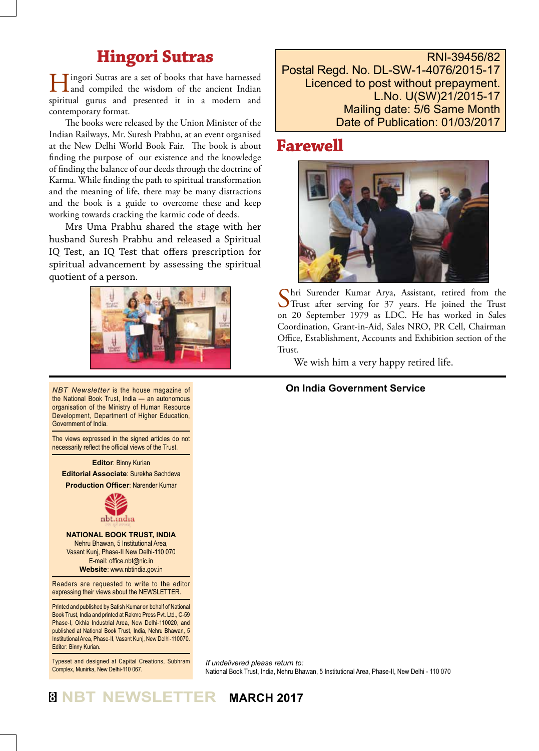# Hingori Sutras

Hingori Sutras are a set of books that have harnessed and compiled the wisdom of the ancient Indian spiritual gurus and presented it in a modern and contemporary format.

The books were released by the Union Minister of the Indian Railways, Mr. Suresh Prabhu, at an event organised at the New Delhi World Book Fair. The book is about finding the purpose of our existence and the knowledge of finding the balance of our deeds through the doctrine of Karma. While finding the path to spiritual transformation and the meaning of life, there may be many distractions and the book is a guide to overcome these and keep working towards cracking the karmic code of deeds.

Mrs Uma Prabhu shared the stage with her husband Suresh Prabhu and released a Spiritual IQ Test, an IQ Test that offers prescription for spiritual advancement by assessing the spiritual quotient of a person.

RNI-39456/82
Postal Regd. No. DL-SW-1-4076/2015-17
Licenced to post without prepayment.
L.No. U(SW)21/2015-17
Mailing date: 5/6 Same Month
Date of Publication: 01/03/2017

# Farewell

Shri Surender Kumar Arya, Assistant, retired from the Trust after serving for 37 years. He joined the Trust on 20 September 1979 as LDC. He has worked in Sales Coordination, Grant-in-Aid, Sales NRO, PR Cell, Chairman Office, Establishment, Accounts and Exhibition section of the Trust.

We wish him a very happy retired life.

*NBT Newsletter* is the house magazine of the National Book Trust, India — an autonomous organisation of the Ministry of Human Resource Development, Department of Higher Education, Government of India.

The views expressed in the signed articles do not necessarily reflect the official views of the Trust.

**Editor**: Binny Kurian
**Editorial Associate**: Surekha Sachdeva
**Production Officer**: Narender Kumar

**NATIONAL BOOK TRUST, INDIA**
Nehru Bhawan, 5 Institutional Area,
Vasant Kunj, Phase-II New Delhi-110 070
E-mail: office.nbt@nic.in
**Website**: www.nbtindia.gov.in

Readers are requested to write to the editor expressing their views about the NEWSLETTER.

Printed and published by Satish Kumar on behalf of National Book Trust, India and printed at Rakmo Press Pvt. Ltd., C-59 Phase-I, Okhla Industrial Area, New Delhi-110020, and published at National Book Trust, India, Nehru Bhawan, 5 Institutional Area, Phase-II, Vasant Kunj, New Delhi-110070. Editor: Binny Kurian.

Typeset and designed at Capital Creations, Subhram Complex, Munirka, New Delhi-110 067.

**On India Government Service**

*If undelivered please return to:*
National Book Trust, India, Nehru Bhawan, 5 Institutional Area, Phase-II, New Delhi - 110 070